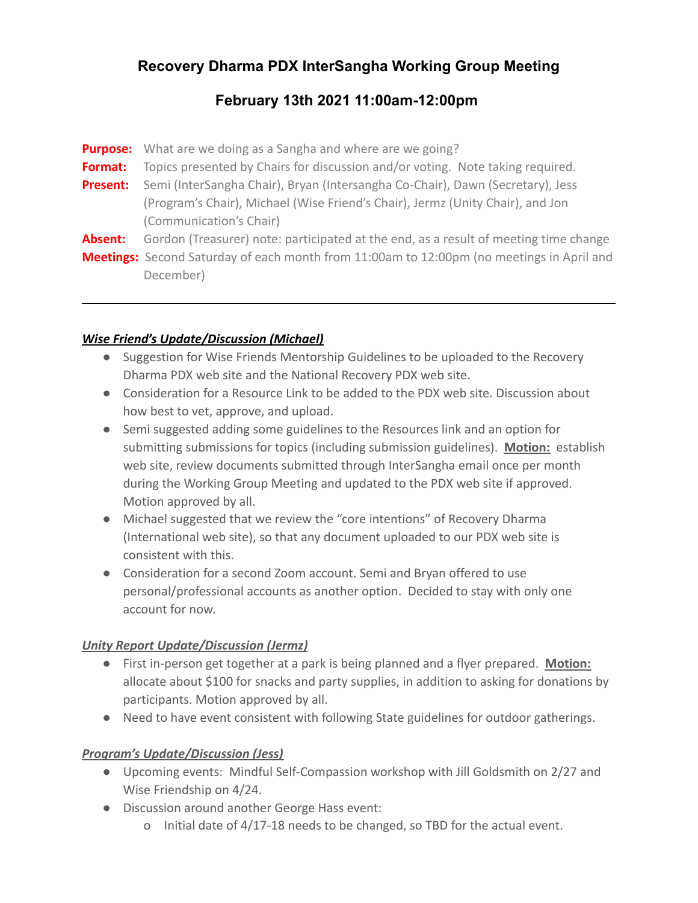# Recovery Dharma PDX InterSangha Working Group Meeting

## February 13th 2021 11:00am-12:00pm

**Purpose:** What are we doing as a Sangha and where are we going?

**Format:** Topics presented by Chairs for discussion and/or voting. Note taking required.

**Present:** Semi (InterSangha Chair), Bryan (Intersangha Co-Chair), Dawn (Secretary), Jess (Program's Chair), Michael (Wise Friend's Chair), Jermz (Unity Chair), and Jon (Communication's Chair)

**Absent:** Gordon (Treasurer) note: participated at the end, as a result of meeting time change

**Meetings:** Second Saturday of each month from 11:00am to 12:00pm (no meetings in April and December)

---

***Wise Friend's Update/Discussion (Michael)***

- Suggestion for Wise Friends Mentorship Guidelines to be uploaded to the Recovery Dharma PDX web site and the National Recovery PDX web site.
- Consideration for a Resource Link to be added to the PDX web site. Discussion about how best to vet, approve, and upload.
- Semi suggested adding some guidelines to the Resources link and an option for submitting submissions for topics (including submission guidelines). **Motion:** establish web site, review documents submitted through InterSangha email once per month during the Working Group Meeting and updated to the PDX web site if approved. Motion approved by all.
- Michael suggested that we review the "core intentions" of Recovery Dharma (International web site), so that any document uploaded to our PDX web site is consistent with this.
- Consideration for a second Zoom account. Semi and Bryan offered to use personal/professional accounts as another option. Decided to stay with only one account for now.

***Unity Report Update/Discussion (Jermz)***

- First in-person get together at a park is being planned and a flyer prepared. **Motion:** allocate about $100 for snacks and party supplies, in addition to asking for donations by participants. Motion approved by all.
- Need to have event consistent with following State guidelines for outdoor gatherings.

***Program's Update/Discussion (Jess)***

- Upcoming events: Mindful Self-Compassion workshop with Jill Goldsmith on 2/27 and Wise Friendship on 4/24.
- Discussion around another George Hass event:
  - Initial date of 4/17-18 needs to be changed, so TBD for the actual event.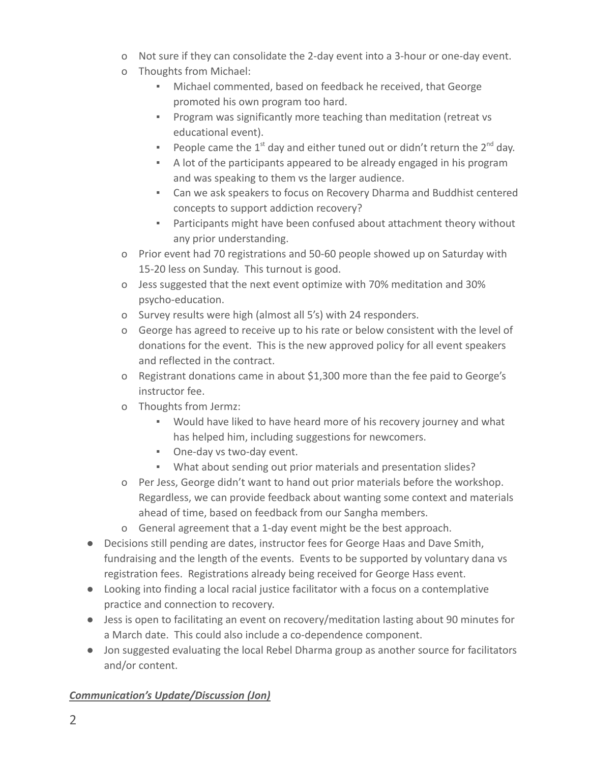- Not sure if they can consolidate the 2-day event into a 3-hour or one-day event.
  - Thoughts from Michael:
    - Michael commented, based on feedback he received, that George promoted his own program too hard.
    - Program was significantly more teaching than meditation (retreat vs educational event).
    - People came the 1st day and either tuned out or didn't return the 2nd day.
    - A lot of the participants appeared to be already engaged in his program and was speaking to them vs the larger audience.
    - Can we ask speakers to focus on Recovery Dharma and Buddhist centered concepts to support addiction recovery?
    - Participants might have been confused about attachment theory without any prior understanding.
  - Prior event had 70 registrations and 50-60 people showed up on Saturday with 15-20 less on Sunday. This turnout is good.
  - Jess suggested that the next event optimize with 70% meditation and 30% psycho-education.
  - Survey results were high (almost all 5's) with 24 responders.
  - George has agreed to receive up to his rate or below consistent with the level of donations for the event. This is the new approved policy for all event speakers and reflected in the contract.
  - Registrant donations came in about $1,300 more than the fee paid to George's instructor fee.
  - Thoughts from Jermz:
    - Would have liked to have heard more of his recovery journey and what has helped him, including suggestions for newcomers.
    - One-day vs two-day event.
    - What about sending out prior materials and presentation slides?
  - Per Jess, George didn't want to hand out prior materials before the workshop. Regardless, we can provide feedback about wanting some context and materials ahead of time, based on feedback from our Sangha members.
  - General agreement that a 1-day event might be the best approach.
- Decisions still pending are dates, instructor fees for George Haas and Dave Smith, fundraising and the length of the events. Events to be supported by voluntary dana vs registration fees. Registrations already being received for George Hass event.
- Looking into finding a local racial justice facilitator with a focus on a contemplative practice and connection to recovery.
- Jess is open to facilitating an event on recovery/meditation lasting about 90 minutes for a March date. This could also include a co-dependence component.
- Jon suggested evaluating the local Rebel Dharma group as another source for facilitators and/or content.

***Communication's Update/Discussion (Jon)***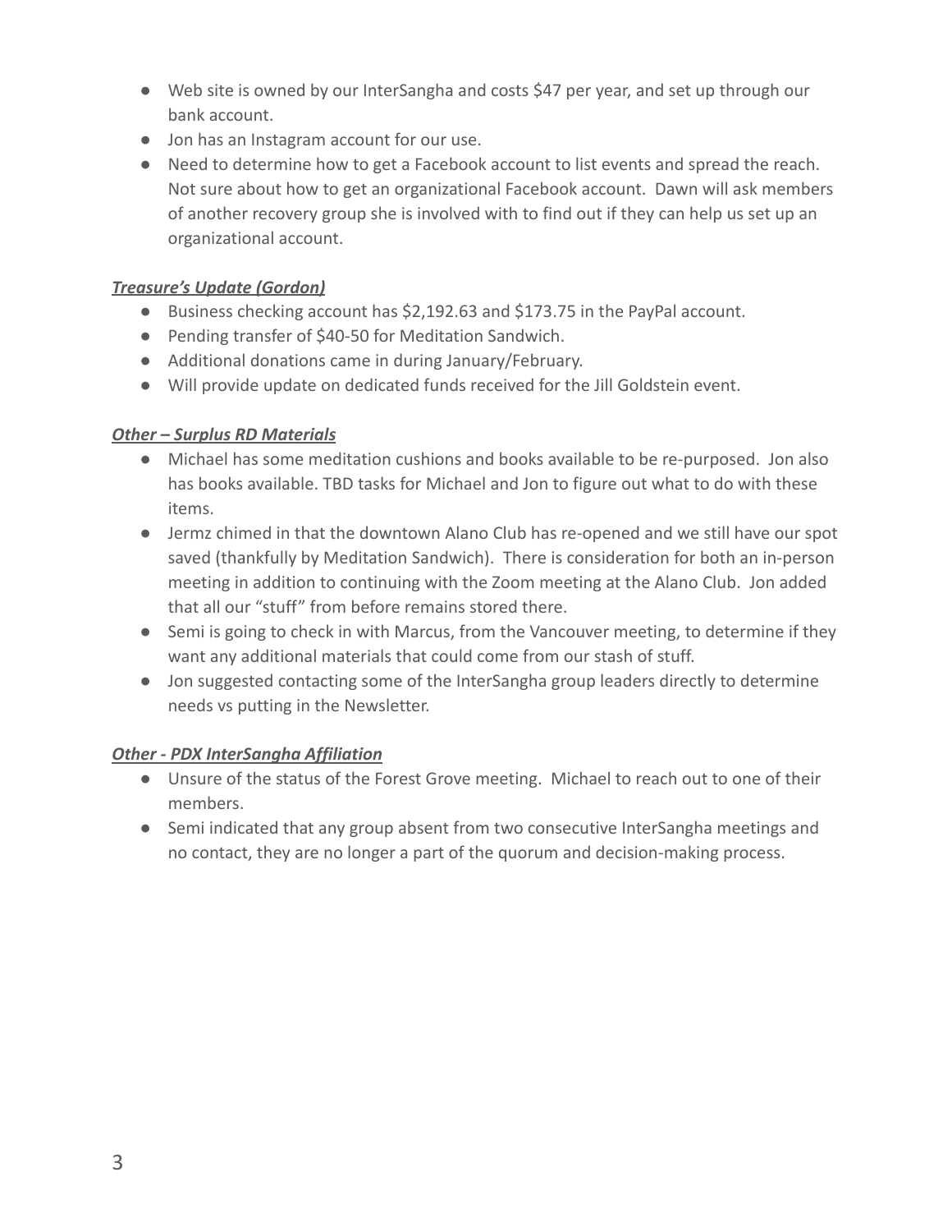- Web site is owned by our InterSangha and costs $47 per year, and set up through our bank account.
- Jon has an Instagram account for our use.
- Need to determine how to get a Facebook account to list events and spread the reach. Not sure about how to get an organizational Facebook account. Dawn will ask members of another recovery group she is involved with to find out if they can help us set up an organizational account.

***Treasure's Update (Gordon)***

- Business checking account has $2,192.63 and $173.75 in the PayPal account.
- Pending transfer of $40-50 for Meditation Sandwich.
- Additional donations came in during January/February.
- Will provide update on dedicated funds received for the Jill Goldstein event.

***Other – Surplus RD Materials***

- Michael has some meditation cushions and books available to be re-purposed. Jon also has books available. TBD tasks for Michael and Jon to figure out what to do with these items.
- Jermz chimed in that the downtown Alano Club has re-opened and we still have our spot saved (thankfully by Meditation Sandwich). There is consideration for both an in-person meeting in addition to continuing with the Zoom meeting at the Alano Club. Jon added that all our "stuff" from before remains stored there.
- Semi is going to check in with Marcus, from the Vancouver meeting, to determine if they want any additional materials that could come from our stash of stuff.
- Jon suggested contacting some of the InterSangha group leaders directly to determine needs vs putting in the Newsletter.

***Other - PDX InterSangha Affiliation***

- Unsure of the status of the Forest Grove meeting. Michael to reach out to one of their members.
- Semi indicated that any group absent from two consecutive InterSangha meetings and no contact, they are no longer a part of the quorum and decision-making process.